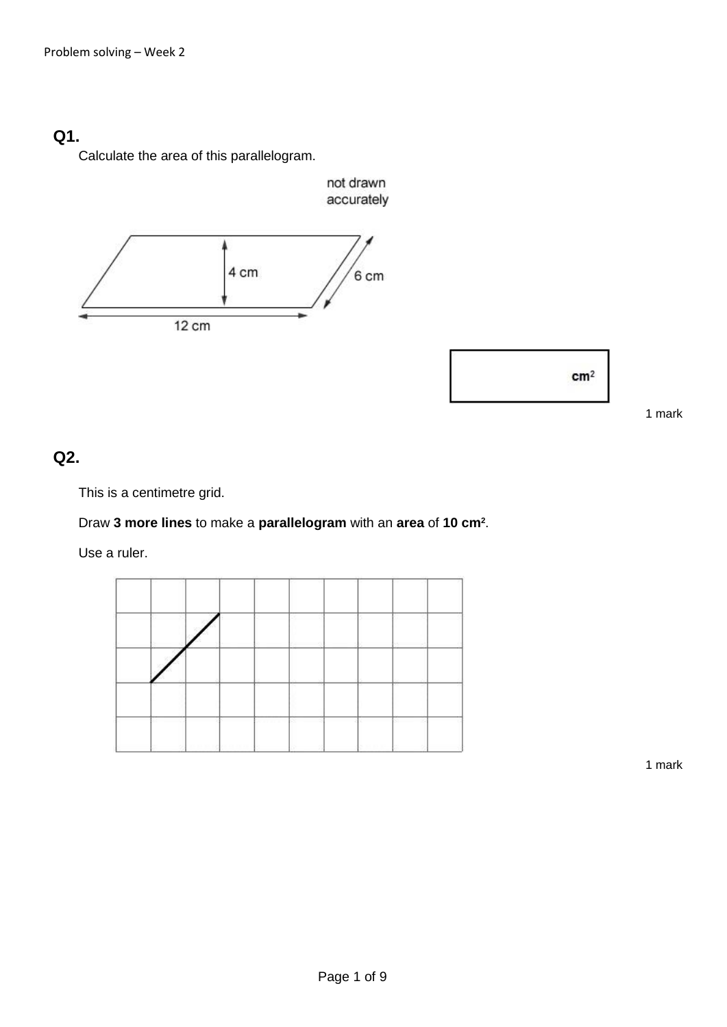**Q1.**

Calculate the area of this parallelogram.

not drawn accurately

4 cm

6 cm

12 cm

$cm^2$

1 mark

**Q2.**

This is a centimetre grid.

Draw **3 more lines** to make a **parallelogram** with an **area** of **10 $cm^2$**.

Use a ruler.

1 mark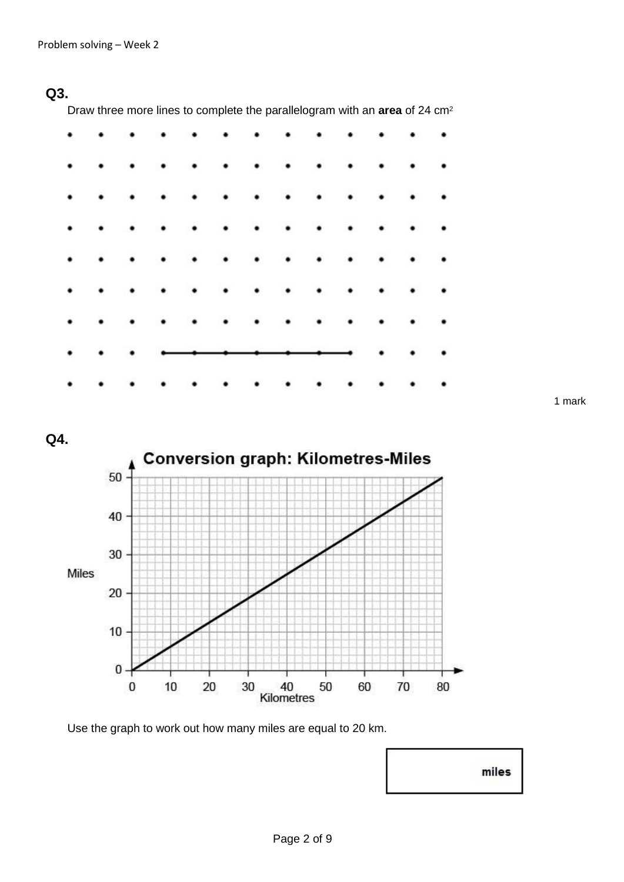**Q3.**

Draw three more lines to complete the parallelogram with an **area** of 24 cm$^2$

1 mark

**Q4.**

Use the graph to work out how many miles are equal to 20 km.

| miles |
|---|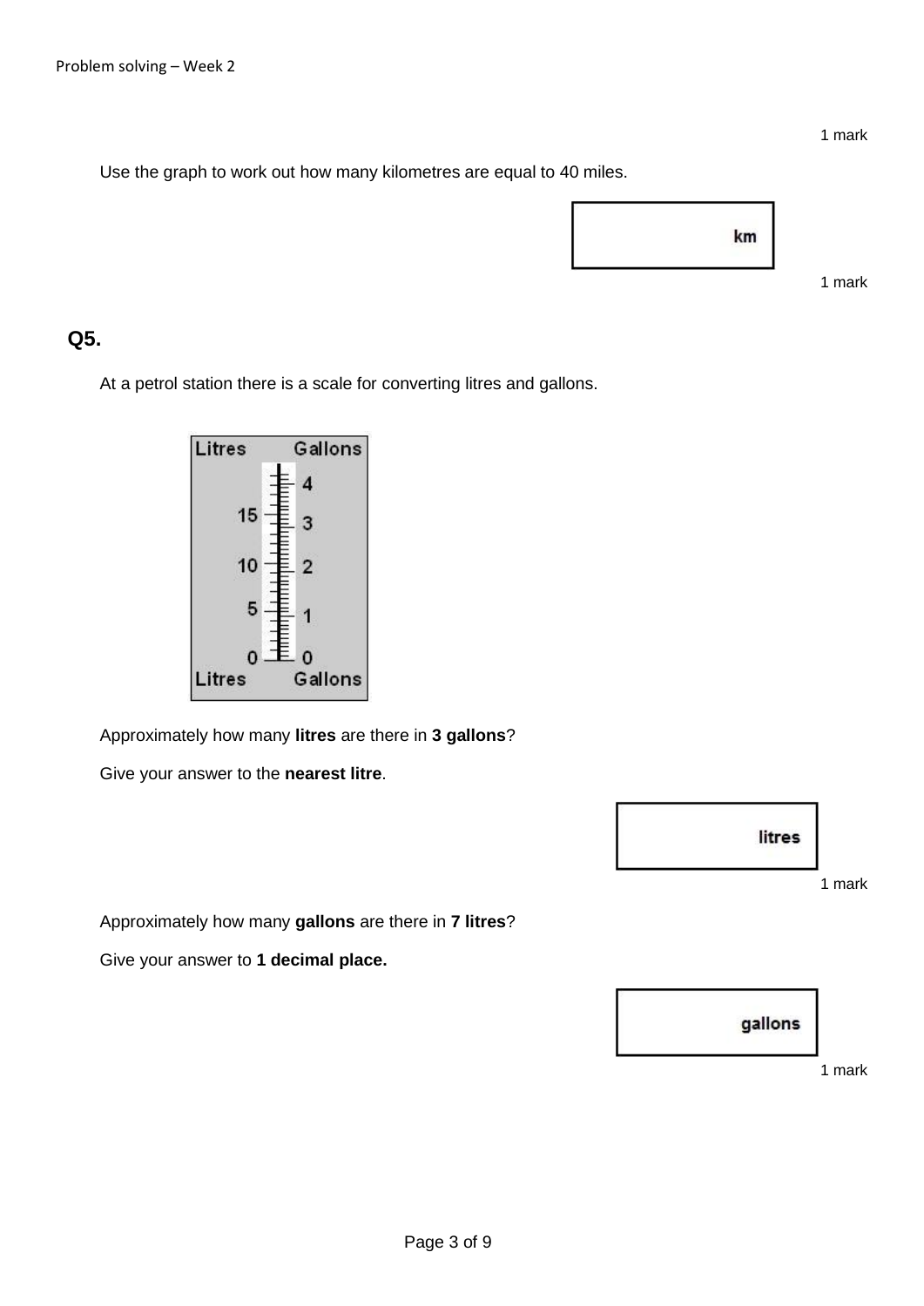1 mark

Use the graph to work out how many kilometres are equal to 40 miles.

km

1 mark

## Q5.

At a petrol station there is a scale for converting litres and gallons.

| Litres | Gallons |
| --- | --- |
| | 4 |
| 15 | 3 |
| 10 | 2 |
| 5 | 1 |
| 0 | 0 |
| Litres | Gallons |

Approximately how many **litres** are there in **3 gallons**?

Give your answer to the **nearest litre**.

litres

1 mark

Approximately how many **gallons** are there in **7 litres**?

Give your answer to **1 decimal place.**

gallons

1 mark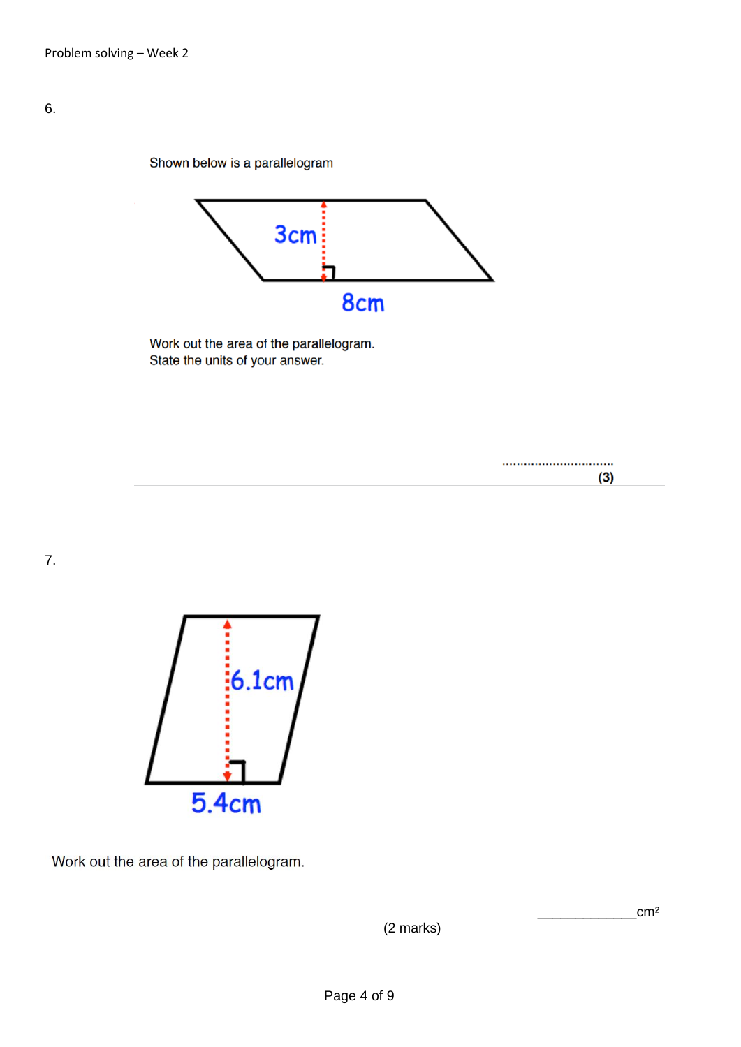6.

Shown below is a parallelogram

Work out the area of the parallelogram.
State the units of your answer.

..............................

**(3)**

7.

Work out the area of the parallelogram.

____________cm²

(2 marks)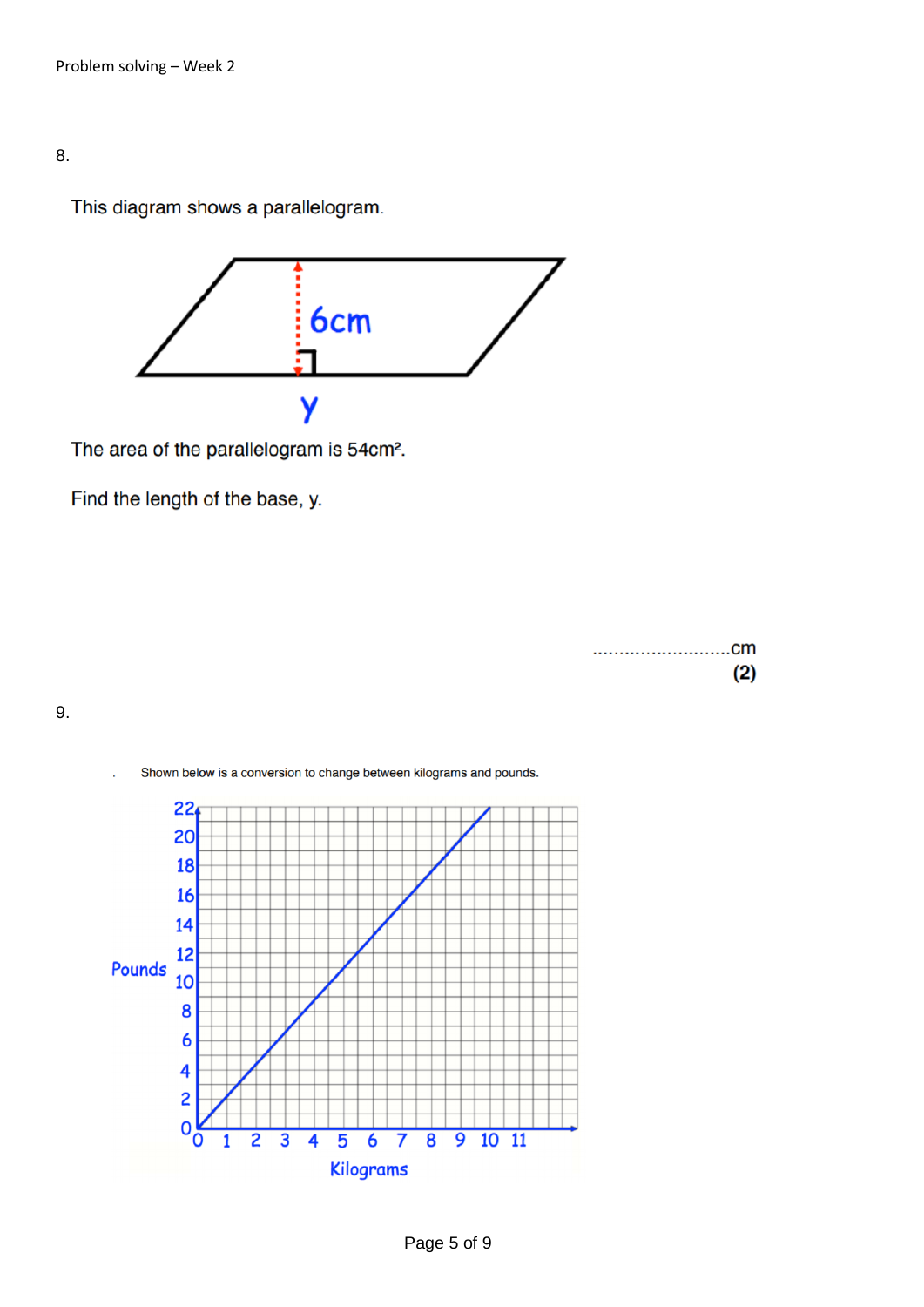8.

This diagram shows a parallelogram.

The area of the parallelogram is $54cm^2$.

Find the length of the base, y.

……………………….cm
**(2)**

9.

Shown below is a conversion to change between kilograms and pounds.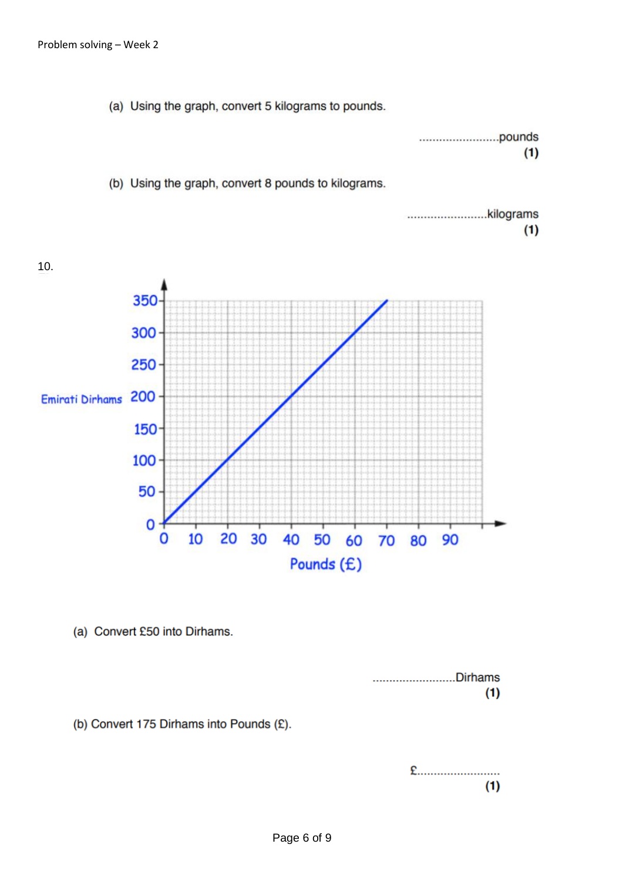(a) Using the graph, convert 5 kilograms to pounds.

........................pounds
**(1)**

(b) Using the graph, convert 8 pounds to kilograms.

........................kilograms
**(1)**

10.

(a) Convert £50 into Dirhams.

.........................Dirhams
**(1)**

(b) Convert 175 Dirhams into Pounds (£).

£.........................
**(1)**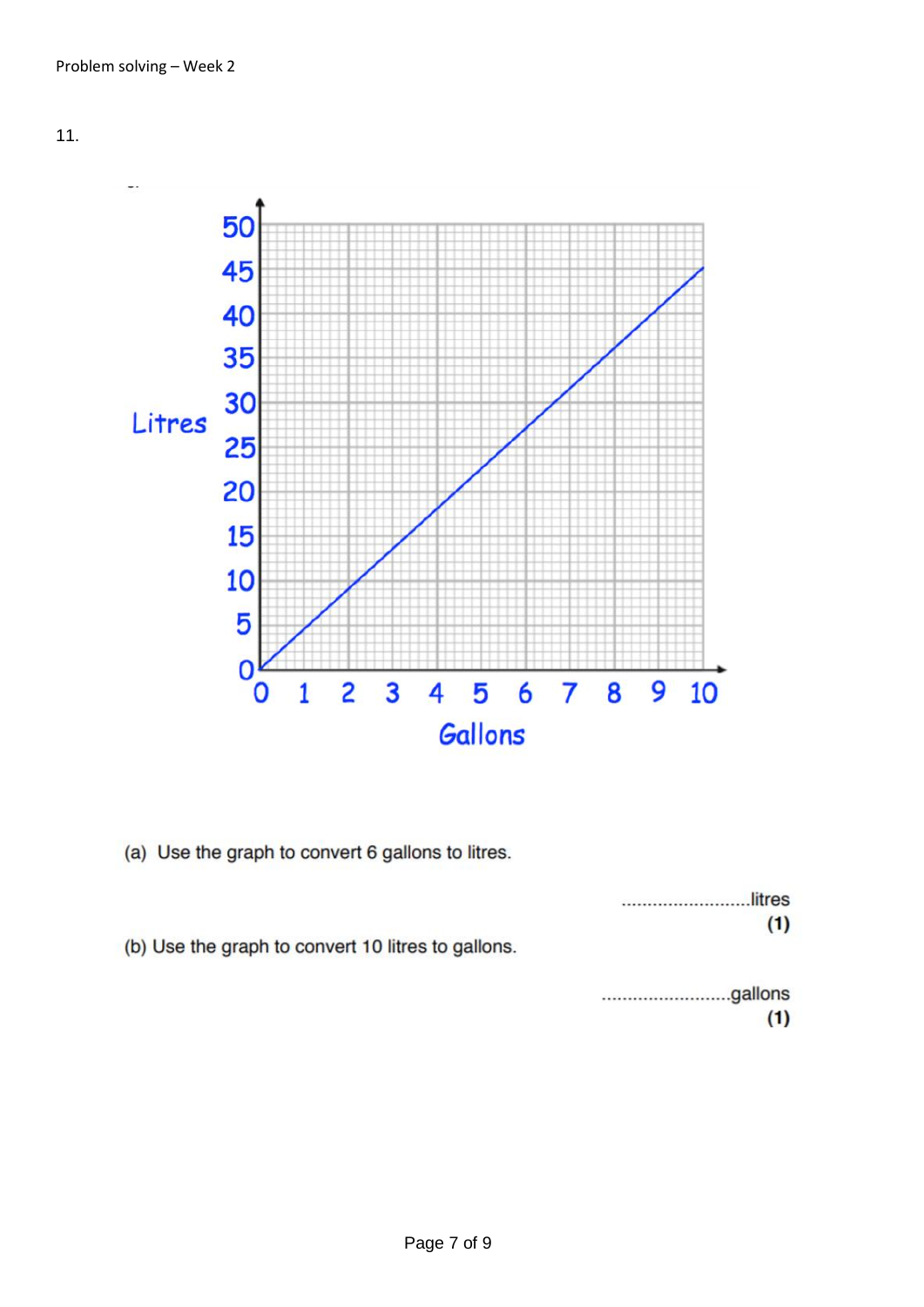11.

(a) Use the graph to convert 6 gallons to litres.

.........................litres
**(1)**

(b) Use the graph to convert 10 litres to gallons.

.........................gallons
**(1)**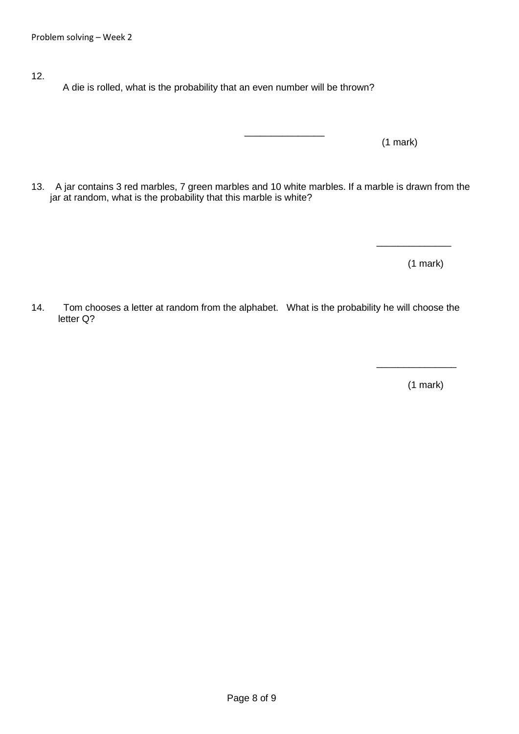12. A die is rolled, what is the probability that an even number will be thrown?

_______________ (1 mark)

13. A jar contains 3 red marbles, 7 green marbles and 10 white marbles. If a marble is drawn from the jar at random, what is the probability that this marble is white?

______________ (1 mark)

14. Tom chooses a letter at random from the alphabet. What is the probability he will choose the letter Q?

_______________ (1 mark)